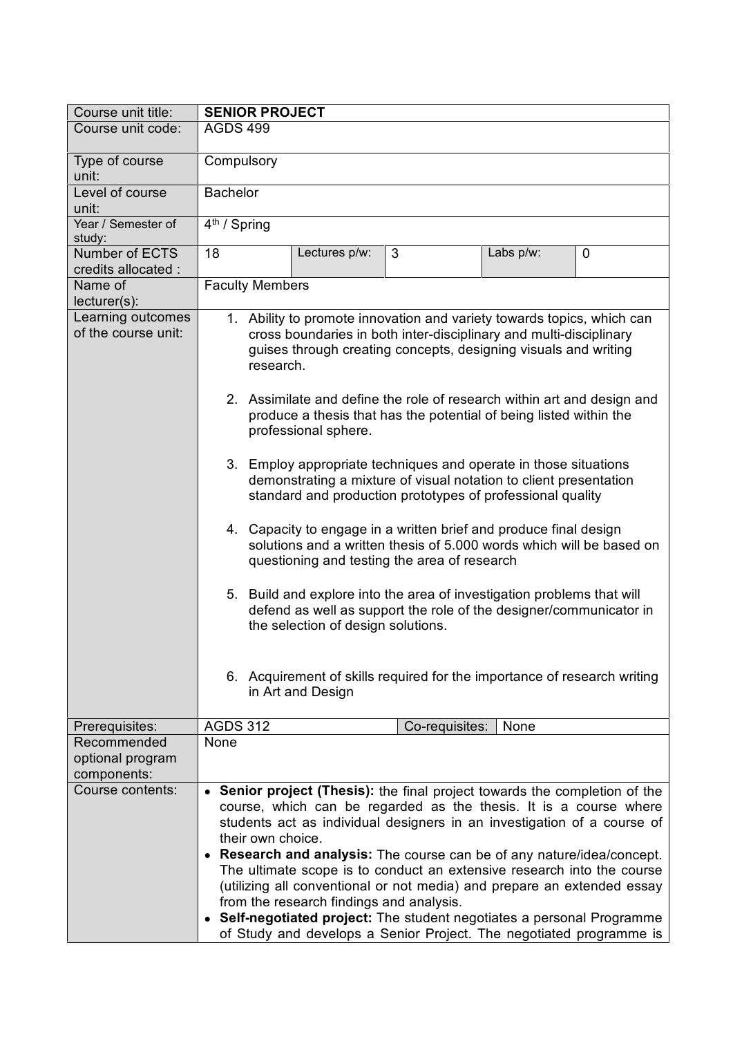| | | | | | |
|---|---|---|---|---|---|
| Course unit title: | **SENIOR PROJECT** | | | | |
| Course unit code: | AGDS 499 | | | | |
| Type of course unit: | Compulsory | | | | |
| Level of course unit: | Bachelor | | | | |
| Year / Semester of study: | 4th / Spring | | | | |
| Number of ECTS credits allocated : | 18 | Lectures p/w: | 3 | Labs p/w: | 0 |
| Name of lecturer(s): | Faculty Members | | | | |
| Learning outcomes of the course unit: | 1. Ability to promote innovation and variety towards topics, which can cross boundaries in both inter-disciplinary and multi-disciplinary guises through creating concepts, designing visuals and writing research.<br><br>2. Assimilate and define the role of research within art and design and produce a thesis that has the potential of being listed within the professional sphere.<br><br>3. Employ appropriate techniques and operate in those situations demonstrating a mixture of visual notation to client presentation standard and production prototypes of professional quality<br><br>4. Capacity to engage in a written brief and produce final design solutions and a written thesis of 5.000 words which will be based on questioning and testing the area of research<br><br>5. Build and explore into the area of investigation problems that will defend as well as support the role of the designer/communicator in the selection of design solutions.<br><br>6. Acquirement of skills required for the importance of research writing in Art and Design | | | | |
| Prerequisites: | AGDS 312 | | Co-requisites: | None | |
| Recommended optional program components: | None | | | | |
| Course contents: | • **Senior project (Thesis):** the final project towards the completion of the course, which can be regarded as the thesis. It is a course where students act as individual designers in an investigation of a course of their own choice.<br>• **Research and analysis:** The course can be of any nature/idea/concept. The ultimate scope is to conduct an extensive research into the course (utilizing all conventional or not media) and prepare an extended essay from the research findings and analysis.<br>• **Self-negotiated project:** The student negotiates a personal Programme of Study and develops a Senior Project. The negotiated programme is | | | | |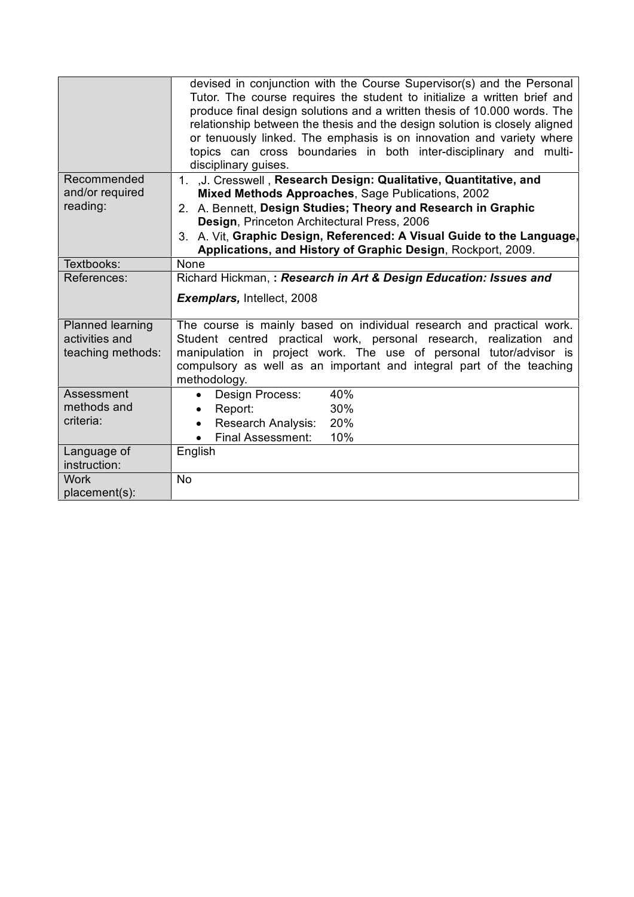| | |
|---|---|
| | devised in conjunction with the Course Supervisor(s) and the Personal Tutor. The course requires the student to initialize a written brief and produce final design solutions and a written thesis of 10.000 words. The relationship between the thesis and the design solution is closely aligned or tenuously linked. The emphasis is on innovation and variety where topics can cross boundaries in both inter-disciplinary and multi-disciplinary guises. |
| Recommended and/or required reading: | 1. ,J. Cresswell , **Research Design: Qualitative, Quantitative, and Mixed Methods Approaches**, Sage Publications, 2002<br>2. A. Bennett, **Design Studies; Theory and Research in Graphic Design**, Princeton Architectural Press, 2006<br>3. A. Vit, **Graphic Design, Referenced: A Visual Guide to the Language, Applications, and History of Graphic Design**, Rockport, 2009. |
| Textbooks: | None |
| References: | Richard Hickman, **: *Research in Art & Design Education: Issues and Exemplars,*** Intellect, 2008 |
| Planned learning activities and teaching methods: | The course is mainly based on individual research and practical work. Student centred practical work, personal research, realization and manipulation in project work. The use of personal tutor/advisor is compulsory as well as an important and integral part of the teaching methodology. |
| Assessment methods and criteria: | • Design Process: 40%<br>• Report: 30%<br>• Research Analysis: 20%<br>• Final Assessment: 10% |
| Language of instruction: | English |
| Work placement(s): | No |